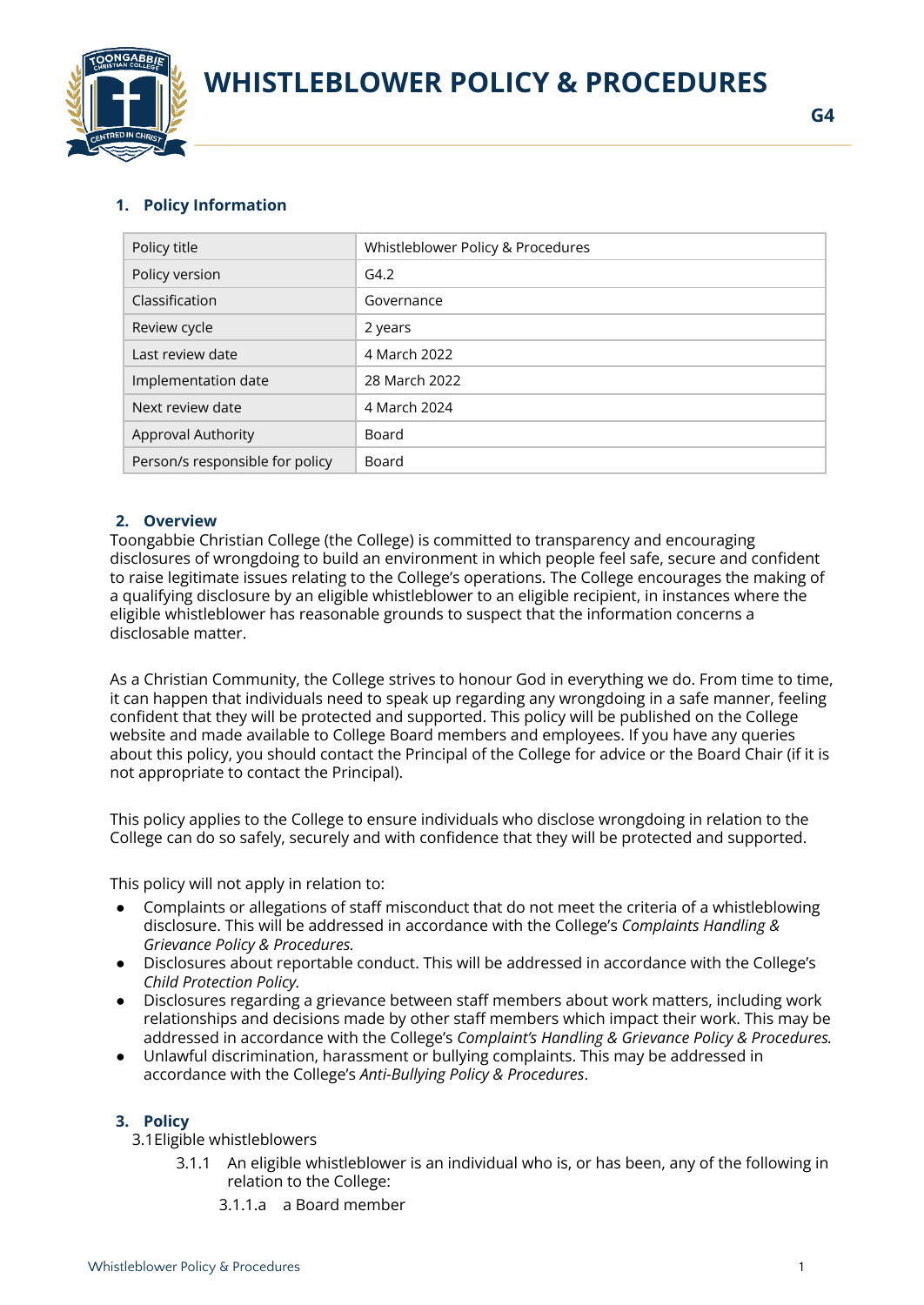# WHISTLEBLOWER POLICY & PROCEDURES

**G4**

## 1. Policy Information

| Policy title | Whistleblower Policy & Procedures |
|---|---|
| Policy version | G4.2 |
| Classification | Governance |
| Review cycle | 2 years |
| Last review date | 4 March 2022 |
| Implementation date | 28 March 2022 |
| Next review date | 4 March 2024 |
| Approval Authority | Board |
| Person/s responsible for policy | Board |

## 2. Overview

Toongabbie Christian College (the College) is committed to transparency and encouraging disclosures of wrongdoing to build an environment in which people feel safe, secure and confident to raise legitimate issues relating to the College's operations. The College encourages the making of a qualifying disclosure by an eligible whistleblower to an eligible recipient, in instances where the eligible whistleblower has reasonable grounds to suspect that the information concerns a disclosable matter.

As a Christian Community, the College strives to honour God in everything we do. From time to time, it can happen that individuals need to speak up regarding any wrongdoing in a safe manner, feeling confident that they will be protected and supported. This policy will be published on the College website and made available to College Board members and employees. If you have any queries about this policy, you should contact the Principal of the College for advice or the Board Chair (if it is not appropriate to contact the Principal).

This policy applies to the College to ensure individuals who disclose wrongdoing in relation to the College can do so safely, securely and with confidence that they will be protected and supported.

This policy will not apply in relation to:

- Complaints or allegations of staff misconduct that do not meet the criteria of a whistleblowing disclosure. This will be addressed in accordance with the College's *Complaints Handling & Grievance Policy & Procedures.*
- Disclosures about reportable conduct. This will be addressed in accordance with the College's *Child Protection Policy.*
- Disclosures regarding a grievance between staff members about work matters, including work relationships and decisions made by other staff members which impact their work. This may be addressed in accordance with the College's *Complaint's Handling & Grievance Policy & Procedures.*
- Unlawful discrimination, harassment or bullying complaints. This may be addressed in accordance with the College's *Anti-Bullying Policy & Procedures*.

## 3. Policy

3.1 Eligible whistleblowers

3.1.1 An eligible whistleblower is an individual who is, or has been, any of the following in relation to the College:

3.1.1.a a Board member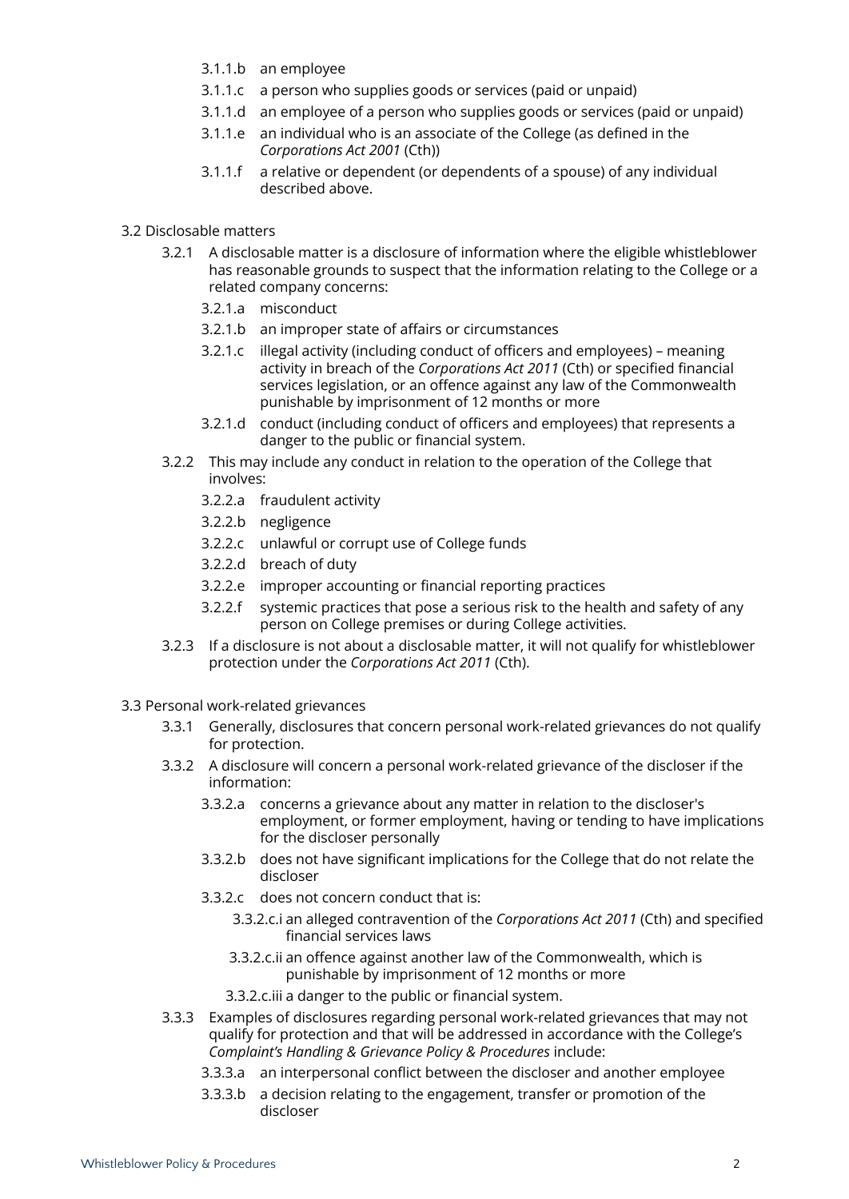- 3.1.1.b an employee
- 3.1.1.c a person who supplies goods or services (paid or unpaid)
- 3.1.1.d an employee of a person who supplies goods or services (paid or unpaid)
- 3.1.1.e an individual who is an associate of the College (as defined in the *Corporations Act 2001* (Cth))
- 3.1.1.f a relative or dependent (or dependents of a spouse) of any individual described above.

3.2 Disclosable matters

3.2.1 A disclosable matter is a disclosure of information where the eligible whistleblower has reasonable grounds to suspect that the information relating to the College or a related company concerns:

- 3.2.1.a misconduct
- 3.2.1.b an improper state of affairs or circumstances
- 3.2.1.c illegal activity (including conduct of officers and employees) – meaning activity in breach of the *Corporations Act 2011* (Cth) or specified financial services legislation, or an offence against any law of the Commonwealth punishable by imprisonment of 12 months or more
- 3.2.1.d conduct (including conduct of officers and employees) that represents a danger to the public or financial system.

3.2.2 This may include any conduct in relation to the operation of the College that involves:

- 3.2.2.a fraudulent activity
- 3.2.2.b negligence
- 3.2.2.c unlawful or corrupt use of College funds
- 3.2.2.d breach of duty
- 3.2.2.e improper accounting or financial reporting practices
- 3.2.2.f systemic practices that pose a serious risk to the health and safety of any person on College premises or during College activities.

3.2.3 If a disclosure is not about a disclosable matter, it will not qualify for whistleblower protection under the *Corporations Act 2011* (Cth).

3.3 Personal work-related grievances

3.3.1 Generally, disclosures that concern personal work-related grievances do not qualify for protection.

3.3.2 A disclosure will concern a personal work-related grievance of the discloser if the information:

- 3.3.2.a concerns a grievance about any matter in relation to the discloser's employment, or former employment, having or tending to have implications for the discloser personally
- 3.3.2.b does not have significant implications for the College that do not relate the discloser
- 3.3.2.c does not concern conduct that is:
  - 3.3.2.c.i an alleged contravention of the *Corporations Act 2011* (Cth) and specified financial services laws
  - 3.3.2.c.ii an offence against another law of the Commonwealth, which is punishable by imprisonment of 12 months or more
  - 3.3.2.c.iii a danger to the public or financial system.

3.3.3 Examples of disclosures regarding personal work-related grievances that may not qualify for protection and that will be addressed in accordance with the College's *Complaint's Handling & Grievance Policy & Procedures* include:

- 3.3.3.a an interpersonal conflict between the discloser and another employee
- 3.3.3.b a decision relating to the engagement, transfer or promotion of the discloser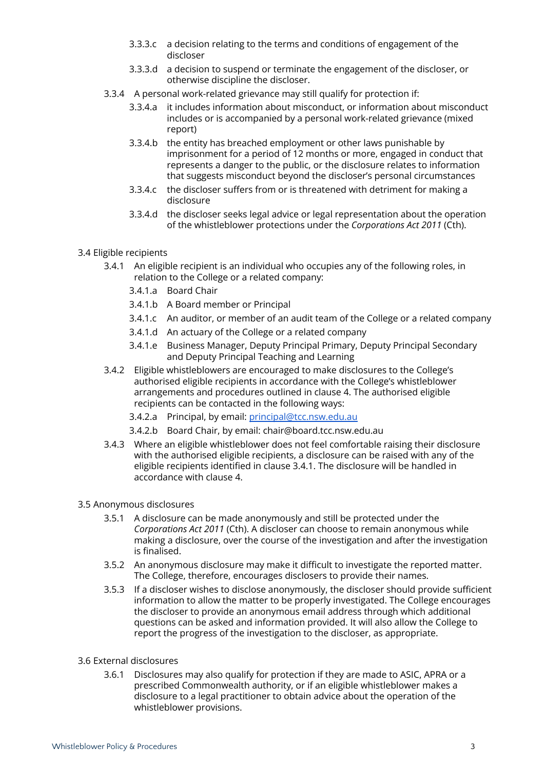3.3.3.c a decision relating to the terms and conditions of engagement of the discloser

3.3.3.d a decision to suspend or terminate the engagement of the discloser, or otherwise discipline the discloser.

3.3.4 A personal work-related grievance may still qualify for protection if:

3.3.4.a it includes information about misconduct, or information about misconduct includes or is accompanied by a personal work-related grievance (mixed report)

3.3.4.b the entity has breached employment or other laws punishable by imprisonment for a period of 12 months or more, engaged in conduct that represents a danger to the public, or the disclosure relates to information that suggests misconduct beyond the discloser's personal circumstances

3.3.4.c the discloser suffers from or is threatened with detriment for making a disclosure

3.3.4.d the discloser seeks legal advice or legal representation about the operation of the whistleblower protections under the *Corporations Act 2011* (Cth).

## 3.4 Eligible recipients

3.4.1 An eligible recipient is an individual who occupies any of the following roles, in relation to the College or a related company:

3.4.1.a Board Chair

3.4.1.b A Board member or Principal

3.4.1.c An auditor, or member of an audit team of the College or a related company

3.4.1.d An actuary of the College or a related company

3.4.1.e Business Manager, Deputy Principal Primary, Deputy Principal Secondary and Deputy Principal Teaching and Learning

3.4.2 Eligible whistleblowers are encouraged to make disclosures to the College's authorised eligible recipients in accordance with the College's whistleblower arrangements and procedures outlined in clause 4. The authorised eligible recipients can be contacted in the following ways:

3.4.2.a Principal, by email: principal@tcc.nsw.edu.au

3.4.2.b Board Chair, by email: chair@board.tcc.nsw.edu.au

3.4.3 Where an eligible whistleblower does not feel comfortable raising their disclosure with the authorised eligible recipients, a disclosure can be raised with any of the eligible recipients identified in clause 3.4.1. The disclosure will be handled in accordance with clause 4.

## 3.5 Anonymous disclosures

3.5.1 A disclosure can be made anonymously and still be protected under the *Corporations Act 2011* (Cth). A discloser can choose to remain anonymous while making a disclosure, over the course of the investigation and after the investigation is finalised.

3.5.2 An anonymous disclosure may make it difficult to investigate the reported matter. The College, therefore, encourages disclosers to provide their names.

3.5.3 If a discloser wishes to disclose anonymously, the discloser should provide sufficient information to allow the matter to be properly investigated. The College encourages the discloser to provide an anonymous email address through which additional questions can be asked and information provided. It will also allow the College to report the progress of the investigation to the discloser, as appropriate.

## 3.6 External disclosures

3.6.1 Disclosures may also qualify for protection if they are made to ASIC, APRA or a prescribed Commonwealth authority, or if an eligible whistleblower makes a disclosure to a legal practitioner to obtain advice about the operation of the whistleblower provisions.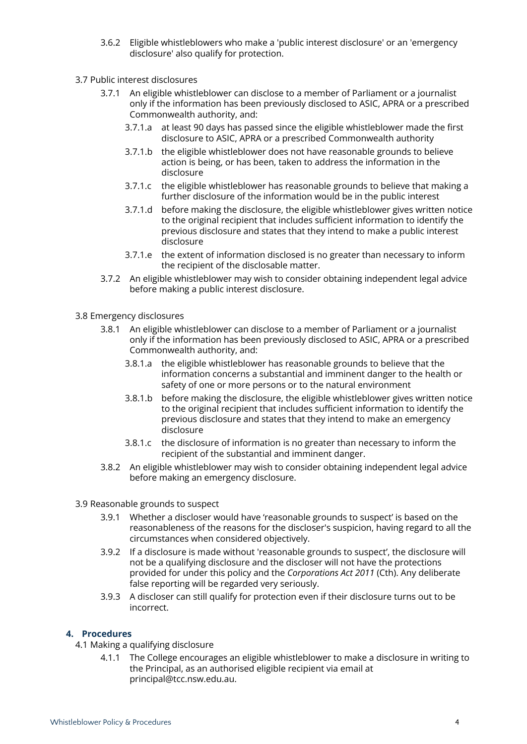3.6.2 Eligible whistleblowers who make a 'public interest disclosure' or an 'emergency disclosure' also qualify for protection.

3.7 Public interest disclosures

3.7.1 An eligible whistleblower can disclose to a member of Parliament or a journalist only if the information has been previously disclosed to ASIC, APRA or a prescribed Commonwealth authority, and:

3.7.1.a at least 90 days has passed since the eligible whistleblower made the first disclosure to ASIC, APRA or a prescribed Commonwealth authority

3.7.1.b the eligible whistleblower does not have reasonable grounds to believe action is being, or has been, taken to address the information in the disclosure

3.7.1.c the eligible whistleblower has reasonable grounds to believe that making a further disclosure of the information would be in the public interest

3.7.1.d before making the disclosure, the eligible whistleblower gives written notice to the original recipient that includes sufficient information to identify the previous disclosure and states that they intend to make a public interest disclosure

3.7.1.e the extent of information disclosed is no greater than necessary to inform the recipient of the disclosable matter.

3.7.2 An eligible whistleblower may wish to consider obtaining independent legal advice before making a public interest disclosure.

3.8 Emergency disclosures

3.8.1 An eligible whistleblower can disclose to a member of Parliament or a journalist only if the information has been previously disclosed to ASIC, APRA or a prescribed Commonwealth authority, and:

3.8.1.a the eligible whistleblower has reasonable grounds to believe that the information concerns a substantial and imminent danger to the health or safety of one or more persons or to the natural environment

3.8.1.b before making the disclosure, the eligible whistleblower gives written notice to the original recipient that includes sufficient information to identify the previous disclosure and states that they intend to make an emergency disclosure

3.8.1.c the disclosure of information is no greater than necessary to inform the recipient of the substantial and imminent danger.

3.8.2 An eligible whistleblower may wish to consider obtaining independent legal advice before making an emergency disclosure.

3.9 Reasonable grounds to suspect

3.9.1 Whether a discloser would have 'reasonable grounds to suspect' is based on the reasonableness of the reasons for the discloser's suspicion, having regard to all the circumstances when considered objectively.

3.9.2 If a disclosure is made without 'reasonable grounds to suspect', the disclosure will not be a qualifying disclosure and the discloser will not have the protections provided for under this policy and the *Corporations Act 2011* (Cth). Any deliberate false reporting will be regarded very seriously.

3.9.3 A discloser can still qualify for protection even if their disclosure turns out to be incorrect.

## 4. Procedures

4.1 Making a qualifying disclosure

4.1.1 The College encourages an eligible whistleblower to make a disclosure in writing to the Principal, as an authorised eligible recipient via email at principal@tcc.nsw.edu.au.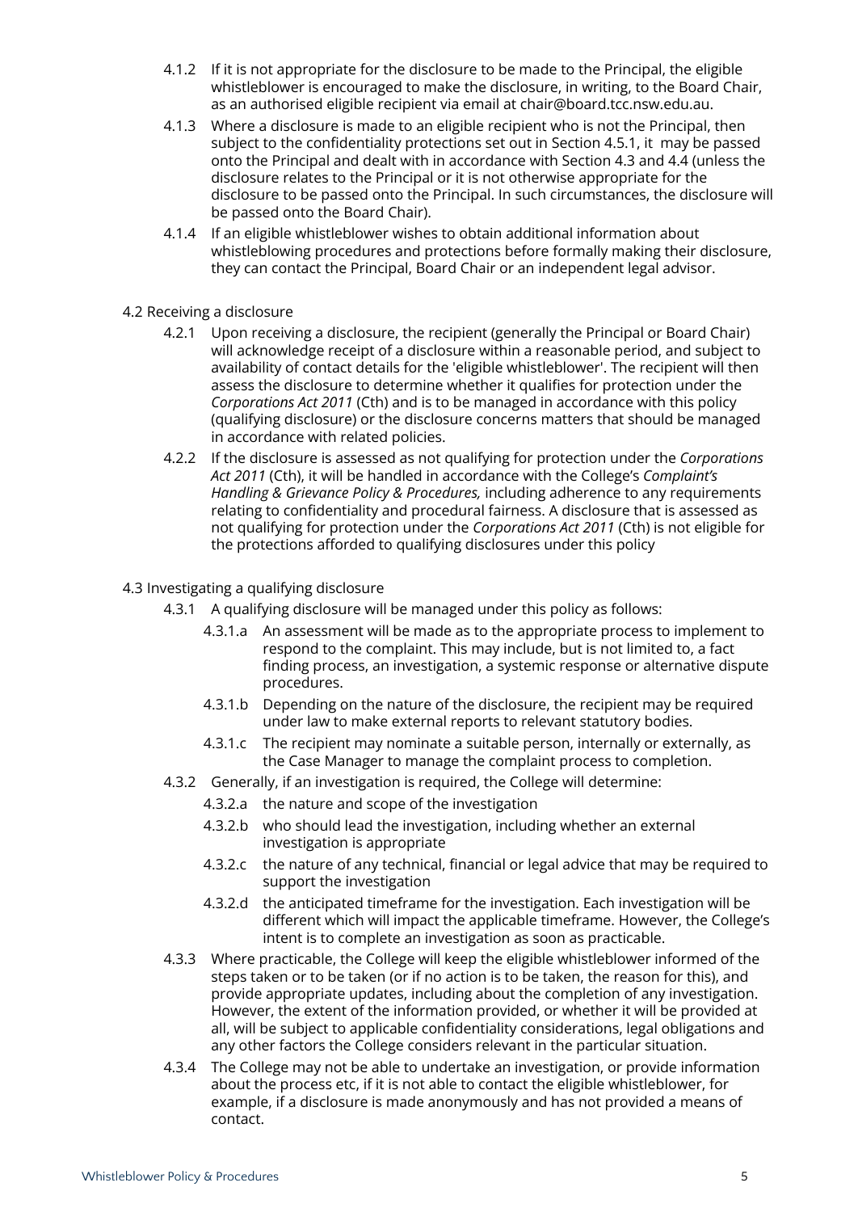4.1.2 If it is not appropriate for the disclosure to be made to the Principal, the eligible whistleblower is encouraged to make the disclosure, in writing, to the Board Chair, as an authorised eligible recipient via email at chair@board.tcc.nsw.edu.au.

4.1.3 Where a disclosure is made to an eligible recipient who is not the Principal, then subject to the confidentiality protections set out in Section 4.5.1, it may be passed onto the Principal and dealt with in accordance with Section 4.3 and 4.4 (unless the disclosure relates to the Principal or it is not otherwise appropriate for the disclosure to be passed onto the Principal. In such circumstances, the disclosure will be passed onto the Board Chair).

4.1.4 If an eligible whistleblower wishes to obtain additional information about whistleblowing procedures and protections before formally making their disclosure, they can contact the Principal, Board Chair or an independent legal advisor.

## 4.2 Receiving a disclosure

4.2.1 Upon receiving a disclosure, the recipient (generally the Principal or Board Chair) will acknowledge receipt of a disclosure within a reasonable period, and subject to availability of contact details for the 'eligible whistleblower'. The recipient will then assess the disclosure to determine whether it qualifies for protection under the *Corporations Act 2011* (Cth) and is to be managed in accordance with this policy (qualifying disclosure) or the disclosure concerns matters that should be managed in accordance with related policies.

4.2.2 If the disclosure is assessed as not qualifying for protection under the *Corporations Act 2011* (Cth), it will be handled in accordance with the College's *Complaint's Handling & Grievance Policy & Procedures,* including adherence to any requirements relating to confidentiality and procedural fairness. A disclosure that is assessed as not qualifying for protection under the *Corporations Act 2011* (Cth) is not eligible for the protections afforded to qualifying disclosures under this policy

## 4.3 Investigating a qualifying disclosure

4.3.1 A qualifying disclosure will be managed under this policy as follows:

- 4.3.1.a An assessment will be made as to the appropriate process to implement to respond to the complaint. This may include, but is not limited to, a fact finding process, an investigation, a systemic response or alternative dispute procedures.
- 4.3.1.b Depending on the nature of the disclosure, the recipient may be required under law to make external reports to relevant statutory bodies.
- 4.3.1.c The recipient may nominate a suitable person, internally or externally, as the Case Manager to manage the complaint process to completion.

4.3.2 Generally, if an investigation is required, the College will determine:

- 4.3.2.a the nature and scope of the investigation
- 4.3.2.b who should lead the investigation, including whether an external investigation is appropriate
- 4.3.2.c the nature of any technical, financial or legal advice that may be required to support the investigation
- 4.3.2.d the anticipated timeframe for the investigation. Each investigation will be different which will impact the applicable timeframe. However, the College's intent is to complete an investigation as soon as practicable.

4.3.3 Where practicable, the College will keep the eligible whistleblower informed of the steps taken or to be taken (or if no action is to be taken, the reason for this), and provide appropriate updates, including about the completion of any investigation. However, the extent of the information provided, or whether it will be provided at all, will be subject to applicable confidentiality considerations, legal obligations and any other factors the College considers relevant in the particular situation.

4.3.4 The College may not be able to undertake an investigation, or provide information about the process etc, if it is not able to contact the eligible whistleblower, for example, if a disclosure is made anonymously and has not provided a means of contact.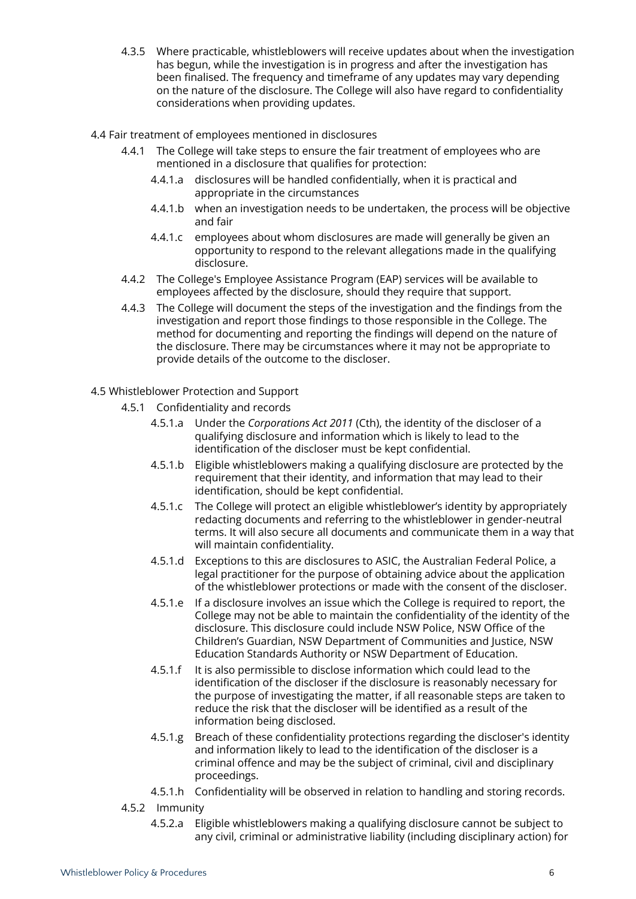4.3.5 Where practicable, whistleblowers will receive updates about when the investigation has begun, while the investigation is in progress and after the investigation has been finalised. The frequency and timeframe of any updates may vary depending on the nature of the disclosure. The College will also have regard to confidentiality considerations when providing updates.

4.4 Fair treatment of employees mentioned in disclosures

- 4.4.1 The College will take steps to ensure the fair treatment of employees who are mentioned in a disclosure that qualifies for protection:
  - 4.4.1.a disclosures will be handled confidentially, when it is practical and appropriate in the circumstances
  - 4.4.1.b when an investigation needs to be undertaken, the process will be objective and fair
  - 4.4.1.c employees about whom disclosures are made will generally be given an opportunity to respond to the relevant allegations made in the qualifying disclosure.
- 4.4.2 The College's Employee Assistance Program (EAP) services will be available to employees affected by the disclosure, should they require that support.
- 4.4.3 The College will document the steps of the investigation and the findings from the investigation and report those findings to those responsible in the College. The method for documenting and reporting the findings will depend on the nature of the disclosure. There may be circumstances where it may not be appropriate to provide details of the outcome to the discloser.

4.5 Whistleblower Protection and Support

- 4.5.1 Confidentiality and records
  - 4.5.1.a Under the *Corporations Act 2011* (Cth), the identity of the discloser of a qualifying disclosure and information which is likely to lead to the identification of the discloser must be kept confidential.
  - 4.5.1.b Eligible whistleblowers making a qualifying disclosure are protected by the requirement that their identity, and information that may lead to their identification, should be kept confidential.
  - 4.5.1.c The College will protect an eligible whistleblower's identity by appropriately redacting documents and referring to the whistleblower in gender-neutral terms. It will also secure all documents and communicate them in a way that will maintain confidentiality.
  - 4.5.1.d Exceptions to this are disclosures to ASIC, the Australian Federal Police, a legal practitioner for the purpose of obtaining advice about the application of the whistleblower protections or made with the consent of the discloser.
  - 4.5.1.e If a disclosure involves an issue which the College is required to report, the College may not be able to maintain the confidentiality of the identity of the disclosure. This disclosure could include NSW Police, NSW Office of the Children's Guardian, NSW Department of Communities and Justice, NSW Education Standards Authority or NSW Department of Education.
  - 4.5.1.f It is also permissible to disclose information which could lead to the identification of the discloser if the disclosure is reasonably necessary for the purpose of investigating the matter, if all reasonable steps are taken to reduce the risk that the discloser will be identified as a result of the information being disclosed.
  - 4.5.1.g Breach of these confidentiality protections regarding the discloser's identity and information likely to lead to the identification of the discloser is a criminal offence and may be the subject of criminal, civil and disciplinary proceedings.
  - 4.5.1.h Confidentiality will be observed in relation to handling and storing records.
- 4.5.2 Immunity
  - 4.5.2.a Eligible whistleblowers making a qualifying disclosure cannot be subject to any civil, criminal or administrative liability (including disciplinary action) for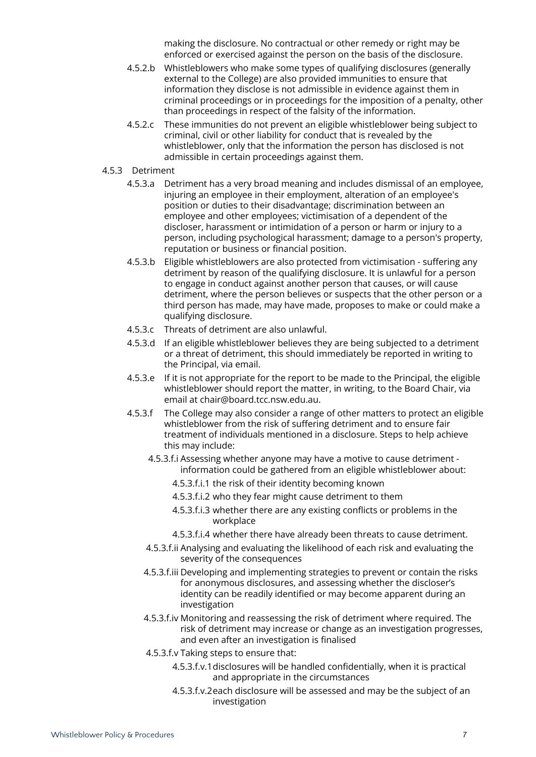making the disclosure. No contractual or other remedy or right may be enforced or exercised against the person on the basis of the disclosure.

4.5.2.b Whistleblowers who make some types of qualifying disclosures (generally external to the College) are also provided immunities to ensure that information they disclose is not admissible in evidence against them in criminal proceedings or in proceedings for the imposition of a penalty, other than proceedings in respect of the falsity of the information.

4.5.2.c These immunities do not prevent an eligible whistleblower being subject to criminal, civil or other liability for conduct that is revealed by the whistleblower, only that the information the person has disclosed is not admissible in certain proceedings against them.

4.5.3 Detriment

4.5.3.a Detriment has a very broad meaning and includes dismissal of an employee, injuring an employee in their employment, alteration of an employee's position or duties to their disadvantage; discrimination between an employee and other employees; victimisation of a dependent of the discloser, harassment or intimidation of a person or harm or injury to a person, including psychological harassment; damage to a person's property, reputation or business or financial position.

4.5.3.b Eligible whistleblowers are also protected from victimisation - suffering any detriment by reason of the qualifying disclosure. It is unlawful for a person to engage in conduct against another person that causes, or will cause detriment, where the person believes or suspects that the other person or a third person has made, may have made, proposes to make or could make a qualifying disclosure.

4.5.3.c Threats of detriment are also unlawful.

4.5.3.d If an eligible whistleblower believes they are being subjected to a detriment or a threat of detriment, this should immediately be reported in writing to the Principal, via email.

4.5.3.e If it is not appropriate for the report to be made to the Principal, the eligible whistleblower should report the matter, in writing, to the Board Chair, via email at chair@board.tcc.nsw.edu.au.

4.5.3.f The College may also consider a range of other matters to protect an eligible whistleblower from the risk of suffering detriment and to ensure fair treatment of individuals mentioned in a disclosure. Steps to help achieve this may include:

4.5.3.f.i Assessing whether anyone may have a motive to cause detriment - information could be gathered from an eligible whistleblower about:

4.5.3.f.i.1 the risk of their identity becoming known

4.5.3.f.i.2 who they fear might cause detriment to them

4.5.3.f.i.3 whether there are any existing conflicts or problems in the workplace

4.5.3.f.i.4 whether there have already been threats to cause detriment.

4.5.3.f.ii Analysing and evaluating the likelihood of each risk and evaluating the severity of the consequences

4.5.3.f.iii Developing and implementing strategies to prevent or contain the risks for anonymous disclosures, and assessing whether the discloser's identity can be readily identified or may become apparent during an investigation

4.5.3.f.iv Monitoring and reassessing the risk of detriment where required. The risk of detriment may increase or change as an investigation progresses, and even after an investigation is finalised

4.5.3.f.v Taking steps to ensure that:

4.5.3.f.v.1 disclosures will be handled confidentially, when it is practical and appropriate in the circumstances

4.5.3.f.v.2 each disclosure will be assessed and may be the subject of an investigation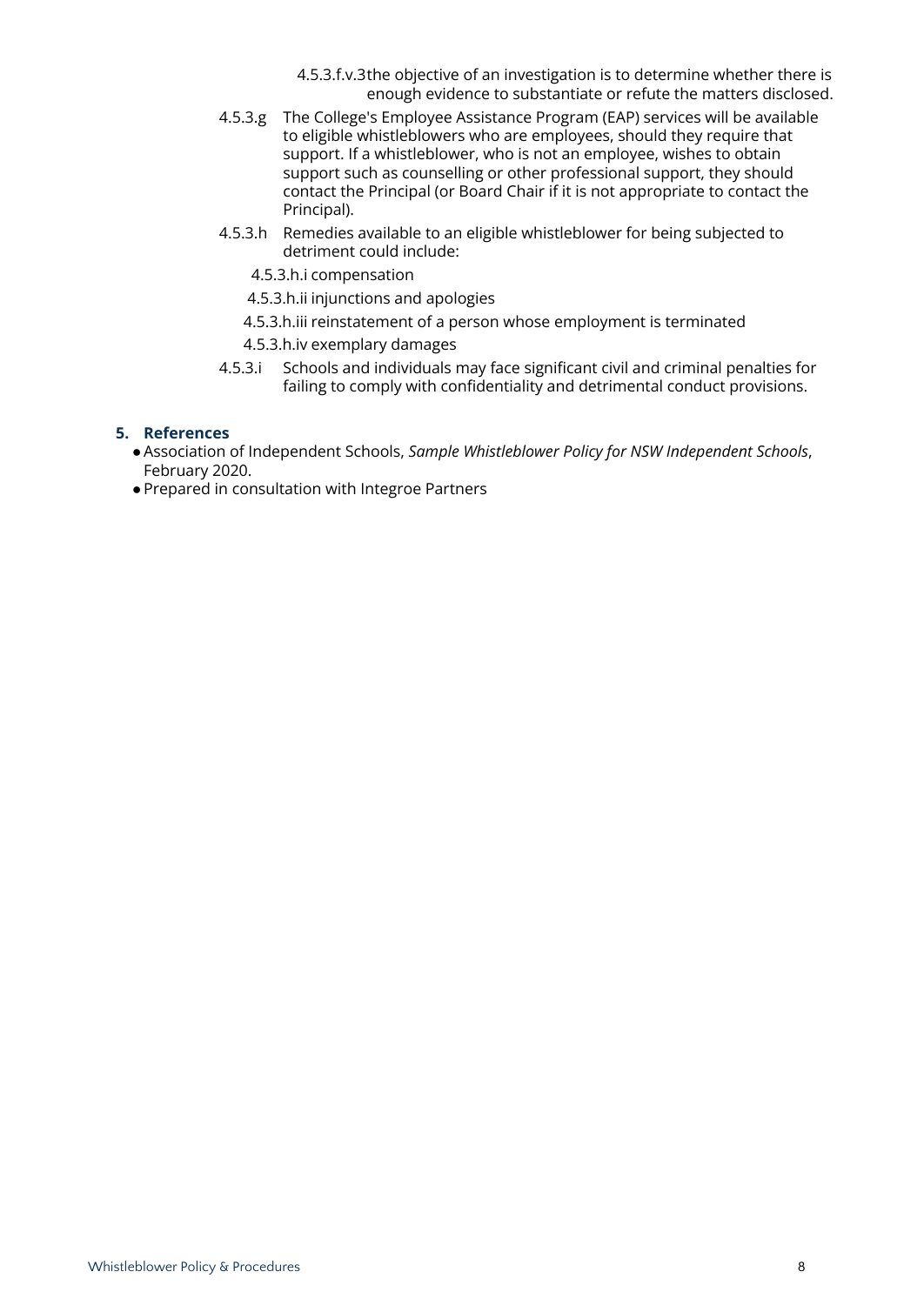4.5.3.f.v.3 the objective of an investigation is to determine whether there is enough evidence to substantiate or refute the matters disclosed.

4.5.3.g The College's Employee Assistance Program (EAP) services will be available to eligible whistleblowers who are employees, should they require that support. If a whistleblower, who is not an employee, wishes to obtain support such as counselling or other professional support, they should contact the Principal (or Board Chair if it is not appropriate to contact the Principal).

4.5.3.h Remedies available to an eligible whistleblower for being subjected to detriment could include:

4.5.3.h.i compensation

4.5.3.h.ii injunctions and apologies

4.5.3.h.iii reinstatement of a person whose employment is terminated

4.5.3.h.iv exemplary damages

4.5.3.i Schools and individuals may face significant civil and criminal penalties for failing to comply with confidentiality and detrimental conduct provisions.

## 5. References

- Association of Independent Schools, *Sample Whistleblower Policy for NSW Independent Schools*, February 2020.
- Prepared in consultation with Integroe Partners